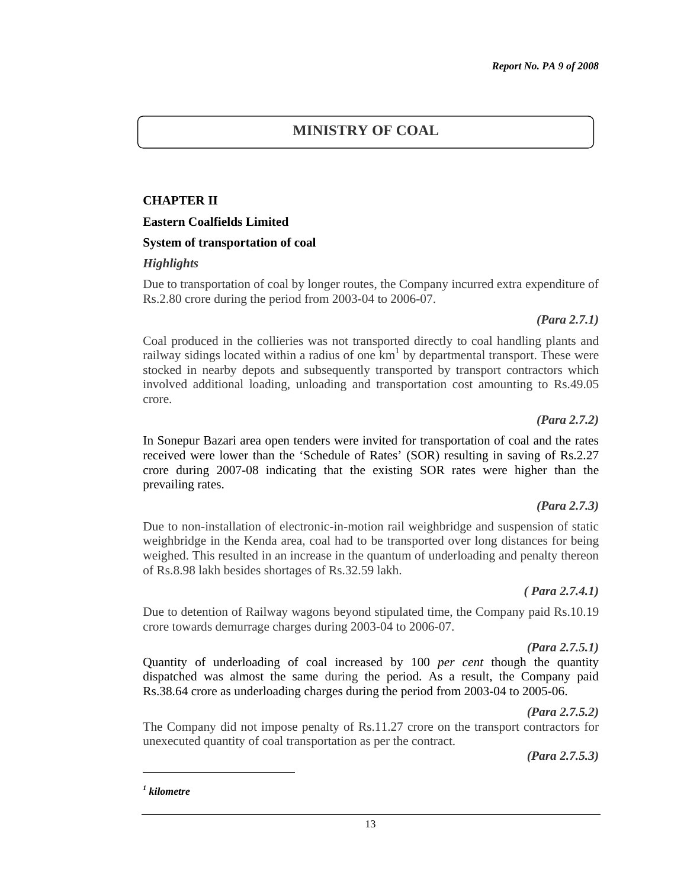# MINISTRY OF COAL

## CHAPTER II

### Eastern Coalfields Limited

### System of transportation of coal

*Highlights*

Due to transportation of coal by longer routes, the Company incurred extra expenditure of Rs.2.80 crore during the period from 2003-04 to 2006-07.

***(Para 2.7.1)***

Coal produced in the collieries was not transported directly to coal handling plants and railway sidings located within a radius of one km[1] by departmental transport. These were stocked in nearby depots and subsequently transported by transport contractors which involved additional loading, unloading and transportation cost amounting to Rs.49.05 crore.

***(Para 2.7.2)***

In Sonepur Bazari area open tenders were invited for transportation of coal and the rates received were lower than the 'Schedule of Rates' (SOR) resulting in saving of Rs.2.27 crore during 2007-08 indicating that the existing SOR rates were higher than the prevailing rates.

***(Para 2.7.3)***

Due to non-installation of electronic-in-motion rail weighbridge and suspension of static weighbridge in the Kenda area, coal had to be transported over long distances for being weighed. This resulted in an increase in the quantum of underloading and penalty thereon of Rs.8.98 lakh besides shortages of Rs.32.59 lakh.

***( Para 2.7.4.1)***

Due to detention of Railway wagons beyond stipulated time, the Company paid Rs.10.19 crore towards demurrage charges during 2003-04 to 2006-07.

***(Para 2.7.5.1)***

Quantity of underloading of coal increased by 100 *per cent* though the quantity dispatched was almost the same during the period. As a result, the Company paid Rs.38.64 crore as underloading charges during the period from 2003-04 to 2005-06.

***(Para 2.7.5.2)***

The Company did not impose penalty of Rs.11.27 crore on the transport contractors for unexecuted quantity of coal transportation as per the contract.

***(Para 2.7.5.3)***

---

[1] ***kilometre***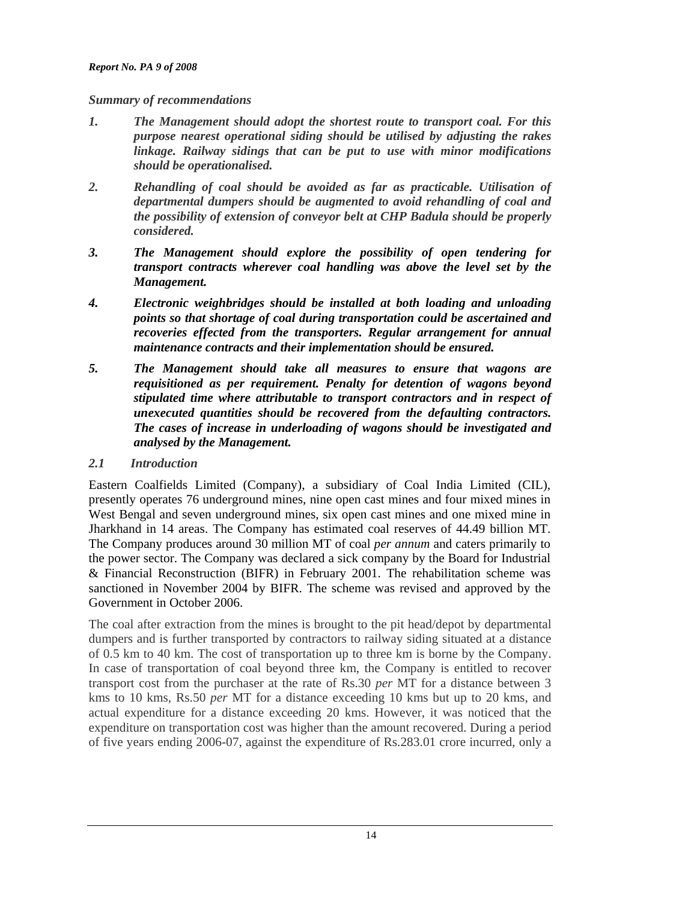*Summary of recommendations*

1. ***The Management should adopt the shortest route to transport coal. For this purpose nearest operational siding should be utilised by adjusting the rakes linkage. Railway sidings that can be put to use with minor modifications should be operationalised.***
2. ***Rehandling of coal should be avoided as far as practicable. Utilisation of departmental dumpers should be augmented to avoid rehandling of coal and the possibility of extension of conveyor belt at CHP Badula should be properly considered.***
3. ***The Management should explore the possibility of open tendering for transport contracts wherever coal handling was above the level set by the Management.***
4. ***Electronic weighbridges should be installed at both loading and unloading points so that shortage of coal during transportation could be ascertained and recoveries effected from the transporters. Regular arrangement for annual maintenance contracts and their implementation should be ensured.***
5. ***The Management should take all measures to ensure that wagons are requisitioned as per requirement. Penalty for detention of wagons beyond stipulated time where attributable to transport contractors and in respect of unexecuted quantities should be recovered from the defaulting contractors. The cases of increase in underloading of wagons should be investigated and analysed by the Management.***

### *2.1 Introduction*

Eastern Coalfields Limited (Company), a subsidiary of Coal India Limited (CIL), presently operates 76 underground mines, nine open cast mines and four mixed mines in West Bengal and seven underground mines, six open cast mines and one mixed mine in Jharkhand in 14 areas. The Company has estimated coal reserves of 44.49 billion MT. The Company produces around 30 million MT of coal *per annum* and caters primarily to the power sector. The Company was declared a sick company by the Board for Industrial & Financial Reconstruction (BIFR) in February 2001. The rehabilitation scheme was sanctioned in November 2004 by BIFR. The scheme was revised and approved by the Government in October 2006.

The coal after extraction from the mines is brought to the pit head/depot by departmental dumpers and is further transported by contractors to railway siding situated at a distance of 0.5 km to 40 km. The cost of transportation up to three km is borne by the Company. In case of transportation of coal beyond three km, the Company is entitled to recover transport cost from the purchaser at the rate of Rs.30 *per* MT for a distance between 3 kms to 10 kms, Rs.50 *per* MT for a distance exceeding 10 kms but up to 20 kms, and actual expenditure for a distance exceeding 20 kms. However, it was noticed that the expenditure on transportation cost was higher than the amount recovered. During a period of five years ending 2006-07, against the expenditure of Rs.283.01 crore incurred, only a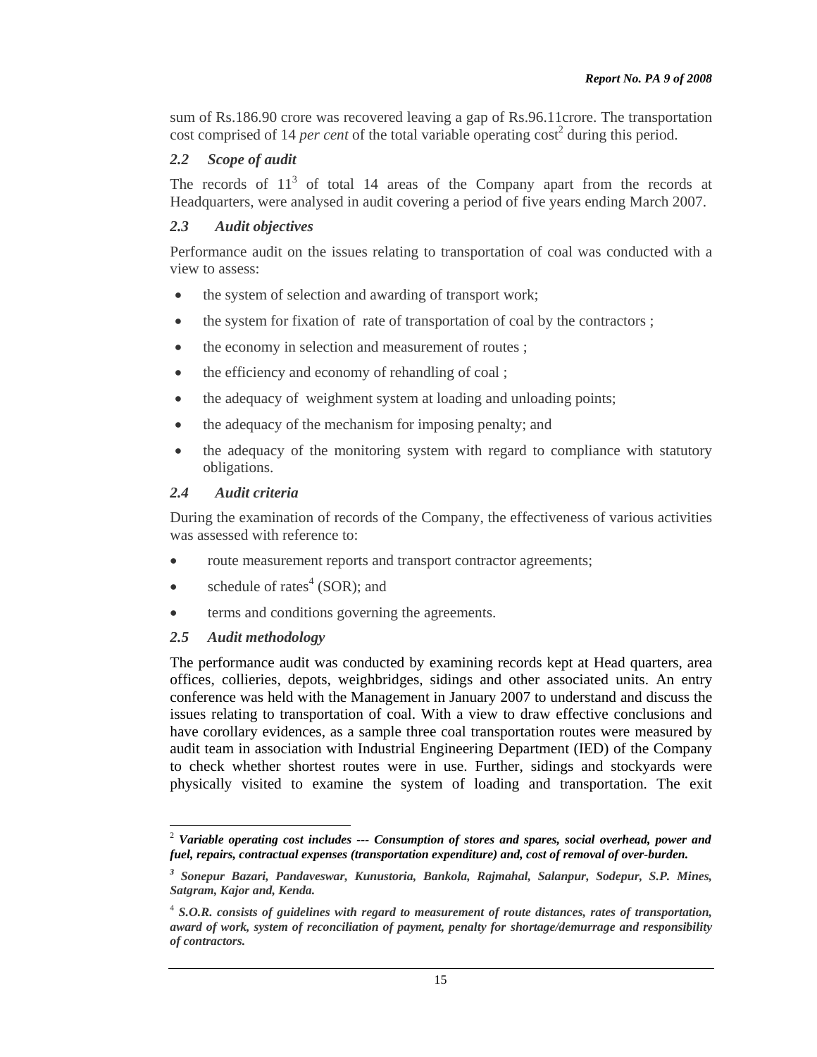sum of Rs.186.90 crore was recovered leaving a gap of Rs.96.11crore. The transportation cost comprised of 14 *per cent* of the total variable operating cost[2] during this period.

### *2.2 Scope of audit*

The records of 11[3] of total 14 areas of the Company apart from the records at Headquarters, were analysed in audit covering a period of five years ending March 2007.

### *2.3 Audit objectives*

Performance audit on the issues relating to transportation of coal was conducted with a view to assess:

- the system of selection and awarding of transport work;
- the system for fixation of rate of transportation of coal by the contractors ;
- the economy in selection and measurement of routes ;
- the efficiency and economy of rehandling of coal ;
- the adequacy of weighment system at loading and unloading points;
- the adequacy of the mechanism for imposing penalty; and
- the adequacy of the monitoring system with regard to compliance with statutory obligations.

### *2.4 Audit criteria*

During the examination of records of the Company, the effectiveness of various activities was assessed with reference to:

- route measurement reports and transport contractor agreements;
- schedule of rates[4] (SOR); and
- terms and conditions governing the agreements.

### *2.5 Audit methodology*

The performance audit was conducted by examining records kept at Head quarters, area offices, collieries, depots, weighbridges, sidings and other associated units. An entry conference was held with the Management in January 2007 to understand and discuss the issues relating to transportation of coal. With a view to draw effective conclusions and have corollary evidences, as a sample three coal transportation routes were measured by audit team in association with Industrial Engineering Department (IED) of the Company to check whether shortest routes were in use. Further, sidings and stockyards were physically visited to examine the system of loading and transportation. The exit

---

[2] ***Variable operating cost includes --- Consumption of stores and spares, social overhead, power and fuel, repairs, contractual expenses (transportation expenditure) and, cost of removal of over-burden.***

[3] ***Sonepur Bazari, Pandaveswar, Kunustoria, Bankola, Rajmahal, Salanpur, Sodepur, S.P. Mines, Satgram, Kajor and, Kenda.***

[4] ***S.O.R. consists of guidelines with regard to measurement of route distances, rates of transportation, award of work, system of reconciliation of payment, penalty for shortage/demurrage and responsibility of contractors.***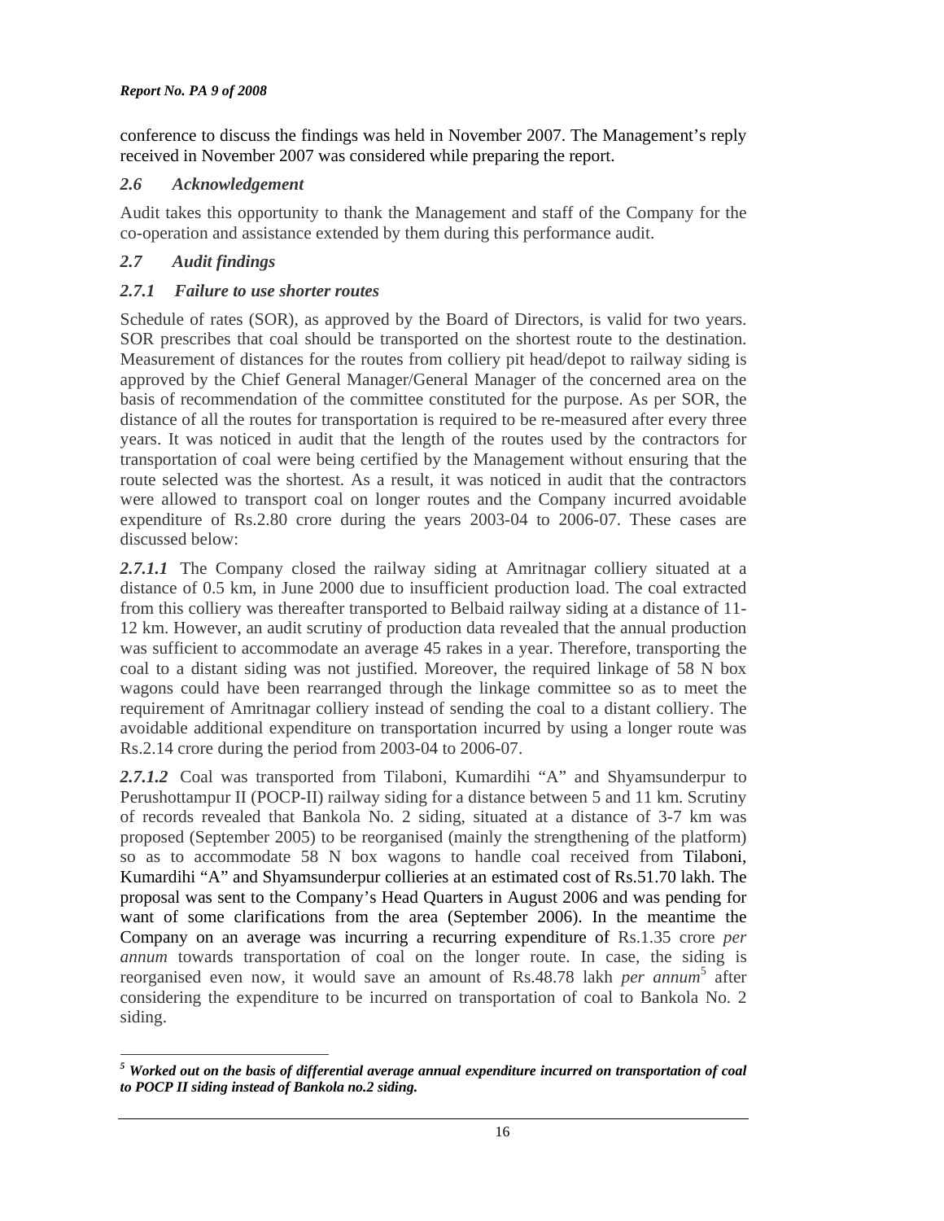conference to discuss the findings was held in November 2007. The Management's reply received in November 2007 was considered while preparing the report.

### *2.6 Acknowledgement*

Audit takes this opportunity to thank the Management and staff of the Company for the co-operation and assistance extended by them during this performance audit.

### *2.7 Audit findings*

#### *2.7.1 Failure to use shorter routes*

Schedule of rates (SOR), as approved by the Board of Directors, is valid for two years. SOR prescribes that coal should be transported on the shortest route to the destination. Measurement of distances for the routes from colliery pit head/depot to railway siding is approved by the Chief General Manager/General Manager of the concerned area on the basis of recommendation of the committee constituted for the purpose. As per SOR, the distance of all the routes for transportation is required to be re-measured after every three years. It was noticed in audit that the length of the routes used by the contractors for transportation of coal were being certified by the Management without ensuring that the route selected was the shortest. As a result, it was noticed in audit that the contractors were allowed to transport coal on longer routes and the Company incurred avoidable expenditure of Rs.2.80 crore during the years 2003-04 to 2006-07. These cases are discussed below:

***2.7.1.1*** The Company closed the railway siding at Amritnagar colliery situated at a distance of 0.5 km, in June 2000 due to insufficient production load. The coal extracted from this colliery was thereafter transported to Belbaid railway siding at a distance of 11-12 km. However, an audit scrutiny of production data revealed that the annual production was sufficient to accommodate an average 45 rakes in a year. Therefore, transporting the coal to a distant siding was not justified. Moreover, the required linkage of 58 N box wagons could have been rearranged through the linkage committee so as to meet the requirement of Amritnagar colliery instead of sending the coal to a distant colliery. The avoidable additional expenditure on transportation incurred by using a longer route was Rs.2.14 crore during the period from 2003-04 to 2006-07.

***2.7.1.2*** Coal was transported from Tilaboni, Kumardihi "A" and Shyamsunderpur to Perushottampur II (POCP-II) railway siding for a distance between 5 and 11 km. Scrutiny of records revealed that Bankola No. 2 siding, situated at a distance of 3-7 km was proposed (September 2005) to be reorganised (mainly the strengthening of the platform) so as to accommodate 58 N box wagons to handle coal received from Tilaboni, Kumardihi "A" and Shyamsunderpur collieries at an estimated cost of Rs.51.70 lakh. The proposal was sent to the Company's Head Quarters in August 2006 and was pending for want of some clarifications from the area (September 2006). In the meantime the Company on an average was incurring a recurring expenditure of Rs.1.35 crore *per annum* towards transportation of coal on the longer route. In case, the siding is reorganised even now, it would save an amount of Rs.48.78 lakh *per annum*[5] after considering the expenditure to be incurred on transportation of coal to Bankola No. 2 siding.

---

[5] ***Worked out on the basis of differential average annual expenditure incurred on transportation of coal to POCP II siding instead of Bankola no.2 siding.***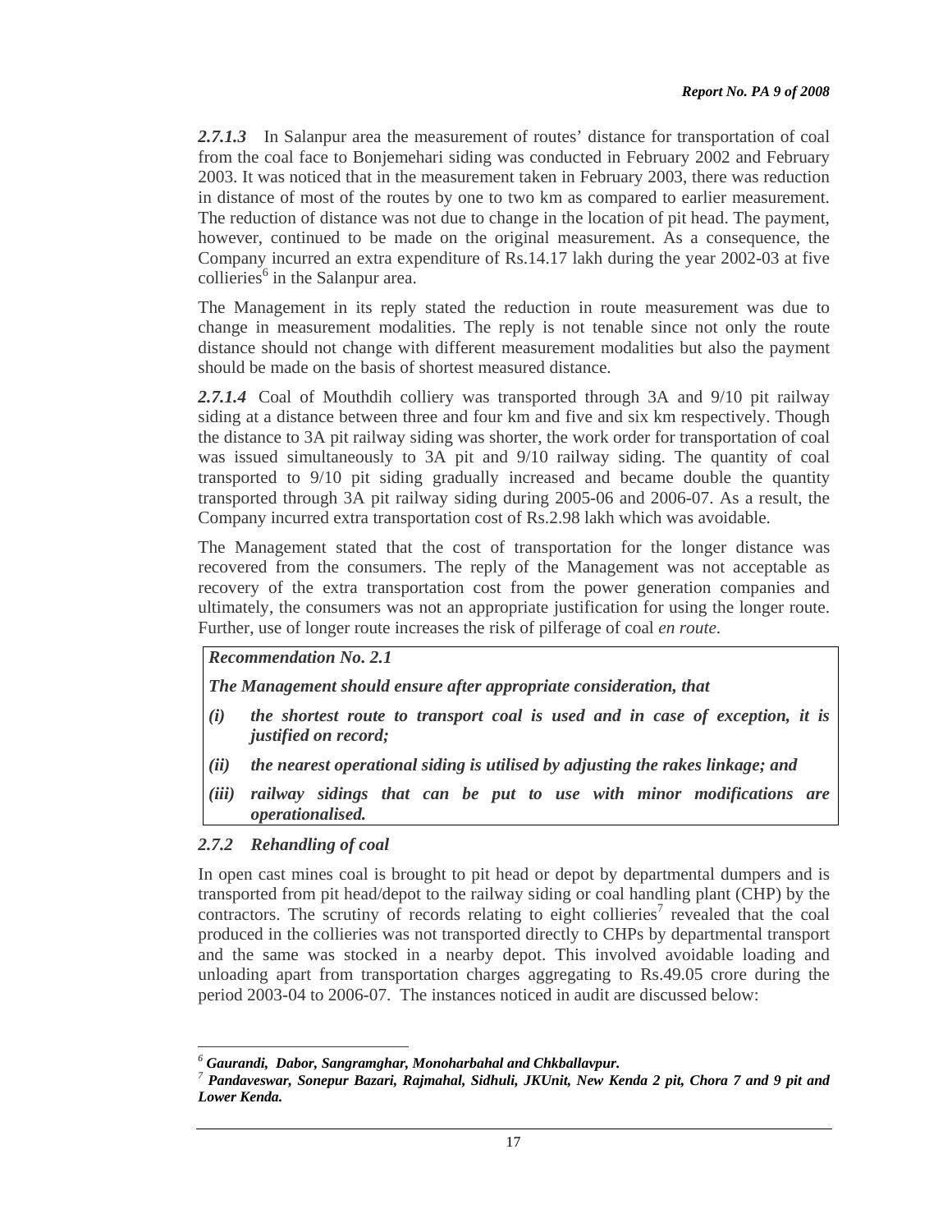***2.7.1.3*** In Salanpur area the measurement of routes' distance for transportation of coal from the coal face to Bonjemehari siding was conducted in February 2002 and February 2003. It was noticed that in the measurement taken in February 2003, there was reduction in distance of most of the routes by one to two km as compared to earlier measurement. The reduction of distance was not due to change in the location of pit head. The payment, however, continued to be made on the original measurement. As a consequence, the Company incurred an extra expenditure of Rs.14.17 lakh during the year 2002-03 at five collieries[6] in the Salanpur area.

The Management in its reply stated the reduction in route measurement was due to change in measurement modalities. The reply is not tenable since not only the route distance should not change with different measurement modalities but also the payment should be made on the basis of shortest measured distance.

***2.7.1.4*** Coal of Mouthdih colliery was transported through 3A and 9/10 pit railway siding at a distance between three and four km and five and six km respectively. Though the distance to 3A pit railway siding was shorter, the work order for transportation of coal was issued simultaneously to 3A pit and 9/10 railway siding. The quantity of coal transported to 9/10 pit siding gradually increased and became double the quantity transported through 3A pit railway siding during 2005-06 and 2006-07. As a result, the Company incurred extra transportation cost of Rs.2.98 lakh which was avoidable.

The Management stated that the cost of transportation for the longer distance was recovered from the consumers. The reply of the Management was not acceptable as recovery of the extra transportation cost from the power generation companies and ultimately, the consumers was not an appropriate justification for using the longer route. Further, use of longer route increases the risk of pilferage of coal *en route*.

> ***Recommendation No. 2.1***
>
> ***The Management should ensure after appropriate consideration, that***
>
> ***(i) the shortest route to transport coal is used and in case of exception, it is justified on record;***
>
> ***(ii) the nearest operational siding is utilised by adjusting the rakes linkage; and***
>
> ***(iii) railway sidings that can be put to use with minor modifications are operationalised.***

### *2.7.2 Rehandling of coal*

In open cast mines coal is brought to pit head or depot by departmental dumpers and is transported from pit head/depot to the railway siding or coal handling plant (CHP) by the contractors. The scrutiny of records relating to eight collieries[7] revealed that the coal produced in the collieries was not transported directly to CHPs by departmental transport and the same was stocked in a nearby depot. This involved avoidable loading and unloading apart from transportation charges aggregating to Rs.49.05 crore during the period 2003-04 to 2006-07. The instances noticed in audit are discussed below:

---

[6] ***Gaurandi, Dabor, Sangramghar, Monoharbahal and Chkballavpur.***

[7] ***Pandaveswar, Sonepur Bazari, Rajmahal, Sidhuli, JKUnit, New Kenda 2 pit, Chora 7 and 9 pit and Lower Kenda.***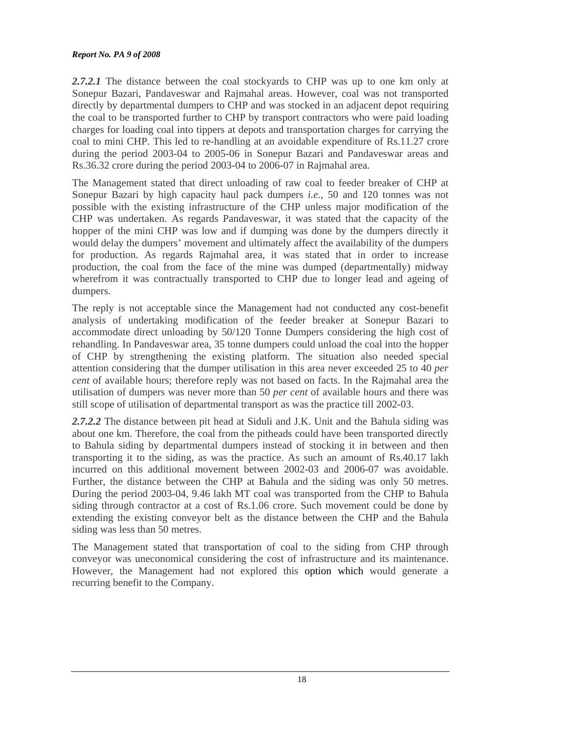***2.7.2.1*** The distance between the coal stockyards to CHP was up to one km only at Sonepur Bazari, Pandaveswar and Rajmahal areas. However, coal was not transported directly by departmental dumpers to CHP and was stocked in an adjacent depot requiring the coal to be transported further to CHP by transport contractors who were paid loading charges for loading coal into tippers at depots and transportation charges for carrying the coal to mini CHP. This led to re-handling at an avoidable expenditure of Rs.11.27 crore during the period 2003-04 to 2005-06 in Sonepur Bazari and Pandaveswar areas and Rs.36.32 crore during the period 2003-04 to 2006-07 in Rajmahal area.

The Management stated that direct unloading of raw coal to feeder breaker of CHP at Sonepur Bazari by high capacity haul pack dumpers *i.e.,* 50 and 120 tonnes was not possible with the existing infrastructure of the CHP unless major modification of the CHP was undertaken. As regards Pandaveswar, it was stated that the capacity of the hopper of the mini CHP was low and if dumping was done by the dumpers directly it would delay the dumpers' movement and ultimately affect the availability of the dumpers for production. As regards Rajmahal area, it was stated that in order to increase production, the coal from the face of the mine was dumped (departmentally) midway wherefrom it was contractually transported to CHP due to longer lead and ageing of dumpers.

The reply is not acceptable since the Management had not conducted any cost-benefit analysis of undertaking modification of the feeder breaker at Sonepur Bazari to accommodate direct unloading by 50/120 Tonne Dumpers considering the high cost of rehandling. In Pandaveswar area, 35 tonne dumpers could unload the coal into the hopper of CHP by strengthening the existing platform. The situation also needed special attention considering that the dumper utilisation in this area never exceeded 25 to 40 *per cent* of available hours; therefore reply was not based on facts. In the Rajmahal area the utilisation of dumpers was never more than 50 *per cent* of available hours and there was still scope of utilisation of departmental transport as was the practice till 2002-03.

***2.7.2.2*** The distance between pit head at Siduli and J.K. Unit and the Bahula siding was about one km. Therefore, the coal from the pitheads could have been transported directly to Bahula siding by departmental dumpers instead of stocking it in between and then transporting it to the siding, as was the practice. As such an amount of Rs.40.17 lakh incurred on this additional movement between 2002-03 and 2006-07 was avoidable. Further, the distance between the CHP at Bahula and the siding was only 50 metres. During the period 2003-04, 9.46 lakh MT coal was transported from the CHP to Bahula siding through contractor at a cost of Rs.1.06 crore. Such movement could be done by extending the existing conveyor belt as the distance between the CHP and the Bahula siding was less than 50 metres.

The Management stated that transportation of coal to the siding from CHP through conveyor was uneconomical considering the cost of infrastructure and its maintenance. However, the Management had not explored this option which would generate a recurring benefit to the Company.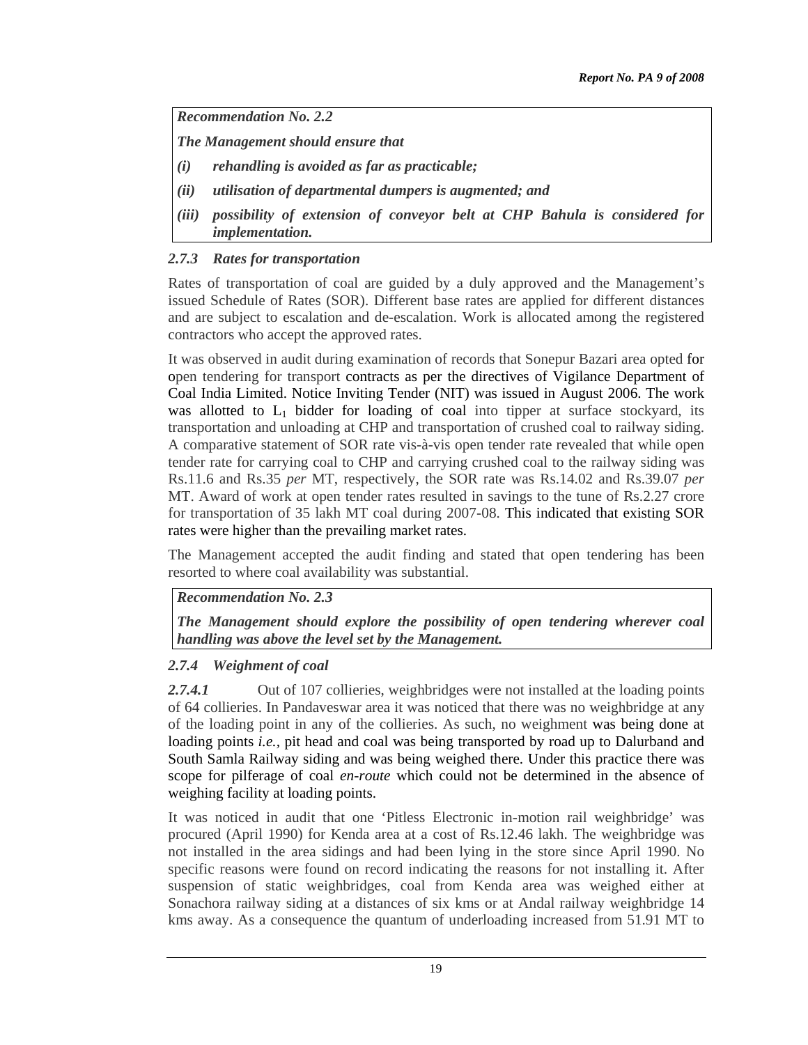***Recommendation No. 2.2***

***The Management should ensure that***

- ***(i) rehandling is avoided as far as practicable;***
- ***(ii) utilisation of departmental dumpers is augmented; and***
- ***(iii) possibility of extension of conveyor belt at CHP Bahula is considered for implementation.***

### *2.7.3 Rates for transportation*

Rates of transportation of coal are guided by a duly approved and the Management's issued Schedule of Rates (SOR). Different base rates are applied for different distances and are subject to escalation and de-escalation. Work is allocated among the registered contractors who accept the approved rates.

It was observed in audit during examination of records that Sonepur Bazari area opted for open tendering for transport contracts as per the directives of Vigilance Department of Coal India Limited. Notice Inviting Tender (NIT) was issued in August 2006. The work was allotted to $L_1$ bidder for loading of coal into tipper at surface stockyard, its transportation and unloading at CHP and transportation of crushed coal to railway siding. A comparative statement of SOR rate vis-à-vis open tender rate revealed that while open tender rate for carrying coal to CHP and carrying crushed coal to the railway siding was Rs.11.6 and Rs.35 *per* MT, respectively, the SOR rate was Rs.14.02 and Rs.39.07 *per* MT. Award of work at open tender rates resulted in savings to the tune of Rs.2.27 crore for transportation of 35 lakh MT coal during 2007-08. This indicated that existing SOR rates were higher than the prevailing market rates.

The Management accepted the audit finding and stated that open tendering has been resorted to where coal availability was substantial.

***Recommendation No. 2.3***

***The Management should explore the possibility of open tendering wherever coal handling was above the level set by the Management.***

### *2.7.4 Weighment of coal*

***2.7.4.1*** Out of 107 collieries, weighbridges were not installed at the loading points of 64 collieries. In Pandaveswar area it was noticed that there was no weighbridge at any of the loading point in any of the collieries. As such, no weighment was being done at loading points *i.e.*, pit head and coal was being transported by road up to Dalurband and South Samla Railway siding and was being weighed there. Under this practice there was scope for pilferage of coal *en-route* which could not be determined in the absence of weighing facility at loading points.

It was noticed in audit that one 'Pitless Electronic in-motion rail weighbridge' was procured (April 1990) for Kenda area at a cost of Rs.12.46 lakh. The weighbridge was not installed in the area sidings and had been lying in the store since April 1990. No specific reasons were found on record indicating the reasons for not installing it. After suspension of static weighbridges, coal from Kenda area was weighed either at Sonachora railway siding at a distances of six kms or at Andal railway weighbridge 14 kms away. As a consequence the quantum of underloading increased from 51.91 MT to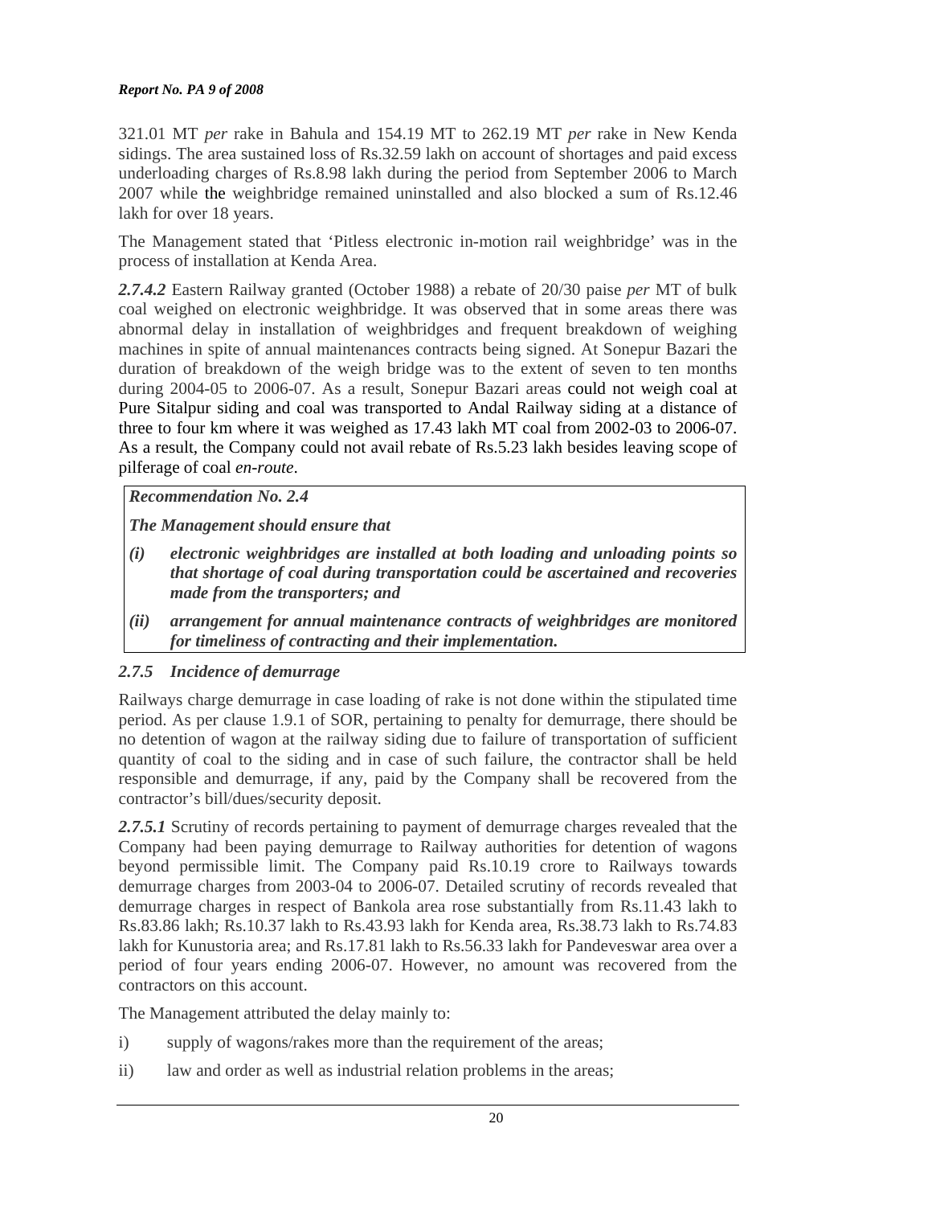321.01 MT *per* rake in Bahula and 154.19 MT to 262.19 MT *per* rake in New Kenda sidings. The area sustained loss of Rs.32.59 lakh on account of shortages and paid excess underloading charges of Rs.8.98 lakh during the period from September 2006 to March 2007 while the weighbridge remained uninstalled and also blocked a sum of Rs.12.46 lakh for over 18 years.

The Management stated that 'Pitless electronic in-motion rail weighbridge' was in the process of installation at Kenda Area.

***2.7.4.2*** Eastern Railway granted (October 1988) a rebate of 20/30 paise *per* MT of bulk coal weighed on electronic weighbridge. It was observed that in some areas there was abnormal delay in installation of weighbridges and frequent breakdown of weighing machines in spite of annual maintenances contracts being signed. At Sonepur Bazari the duration of breakdown of the weigh bridge was to the extent of seven to ten months during 2004-05 to 2006-07. As a result, Sonepur Bazari areas could not weigh coal at Pure Sitalpur siding and coal was transported to Andal Railway siding at a distance of three to four km where it was weighed as 17.43 lakh MT coal from 2002-03 to 2006-07. As a result, the Company could not avail rebate of Rs.5.23 lakh besides leaving scope of pilferage of coal *en-route*.

> ***Recommendation No. 2.4***
>
> ***The Management should ensure that***
>
> ***(i)*** ***electronic weighbridges are installed at both loading and unloading points so that shortage of coal during transportation could be ascertained and recoveries made from the transporters; and***
>
> ***(ii)*** ***arrangement for annual maintenance contracts of weighbridges are monitored for timeliness of contracting and their implementation.***

### *2.7.5 Incidence of demurrage*

Railways charge demurrage in case loading of rake is not done within the stipulated time period. As per clause 1.9.1 of SOR, pertaining to penalty for demurrage, there should be no detention of wagon at the railway siding due to failure of transportation of sufficient quantity of coal to the siding and in case of such failure, the contractor shall be held responsible and demurrage, if any, paid by the Company shall be recovered from the contractor's bill/dues/security deposit.

***2.7.5.1*** Scrutiny of records pertaining to payment of demurrage charges revealed that the Company had been paying demurrage to Railway authorities for detention of wagons beyond permissible limit. The Company paid Rs.10.19 crore to Railways towards demurrage charges from 2003-04 to 2006-07. Detailed scrutiny of records revealed that demurrage charges in respect of Bankola area rose substantially from Rs.11.43 lakh to Rs.83.86 lakh; Rs.10.37 lakh to Rs.43.93 lakh for Kenda area, Rs.38.73 lakh to Rs.74.83 lakh for Kunustoria area; and Rs.17.81 lakh to Rs.56.33 lakh for Pandeveswar area over a period of four years ending 2006-07. However, no amount was recovered from the contractors on this account.

The Management attributed the delay mainly to:

i) supply of wagons/rakes more than the requirement of the areas;

ii) law and order as well as industrial relation problems in the areas;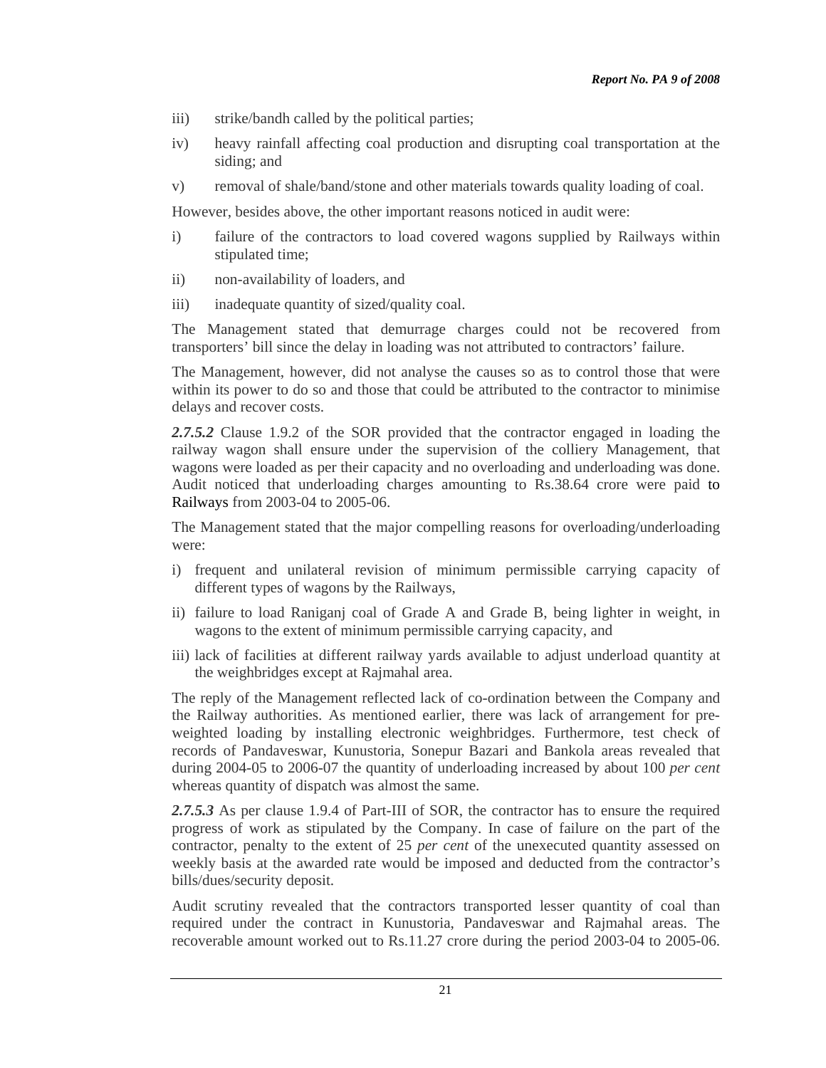iii) strike/bandh called by the political parties;

iv) heavy rainfall affecting coal production and disrupting coal transportation at the siding; and

v) removal of shale/band/stone and other materials towards quality loading of coal.

However, besides above, the other important reasons noticed in audit were:

i) failure of the contractors to load covered wagons supplied by Railways within stipulated time;

ii) non-availability of loaders, and

iii) inadequate quantity of sized/quality coal.

The Management stated that demurrage charges could not be recovered from transporters' bill since the delay in loading was not attributed to contractors' failure.

The Management, however, did not analyse the causes so as to control those that were within its power to do so and those that could be attributed to the contractor to minimise delays and recover costs.

***2.7.5.2*** Clause 1.9.2 of the SOR provided that the contractor engaged in loading the railway wagon shall ensure under the supervision of the colliery Management, that wagons were loaded as per their capacity and no overloading and underloading was done. Audit noticed that underloading charges amounting to Rs.38.64 crore were paid to Railways from 2003-04 to 2005-06.

The Management stated that the major compelling reasons for overloading/underloading were:

i) frequent and unilateral revision of minimum permissible carrying capacity of different types of wagons by the Railways,

ii) failure to load Raniganj coal of Grade A and Grade B, being lighter in weight, in wagons to the extent of minimum permissible carrying capacity, and

iii) lack of facilities at different railway yards available to adjust underload quantity at the weighbridges except at Rajmahal area.

The reply of the Management reflected lack of co-ordination between the Company and the Railway authorities. As mentioned earlier, there was lack of arrangement for pre-weighted loading by installing electronic weighbridges. Furthermore, test check of records of Pandaveswar, Kunustoria, Sonepur Bazari and Bankola areas revealed that during 2004-05 to 2006-07 the quantity of underloading increased by about 100 *per cent* whereas quantity of dispatch was almost the same.

***2.7.5.3*** As per clause 1.9.4 of Part-III of SOR, the contractor has to ensure the required progress of work as stipulated by the Company. In case of failure on the part of the contractor, penalty to the extent of 25 *per cent* of the unexecuted quantity assessed on weekly basis at the awarded rate would be imposed and deducted from the contractor's bills/dues/security deposit.

Audit scrutiny revealed that the contractors transported lesser quantity of coal than required under the contract in Kunustoria, Pandaveswar and Rajmahal areas. The recoverable amount worked out to Rs.11.27 crore during the period 2003-04 to 2005-06.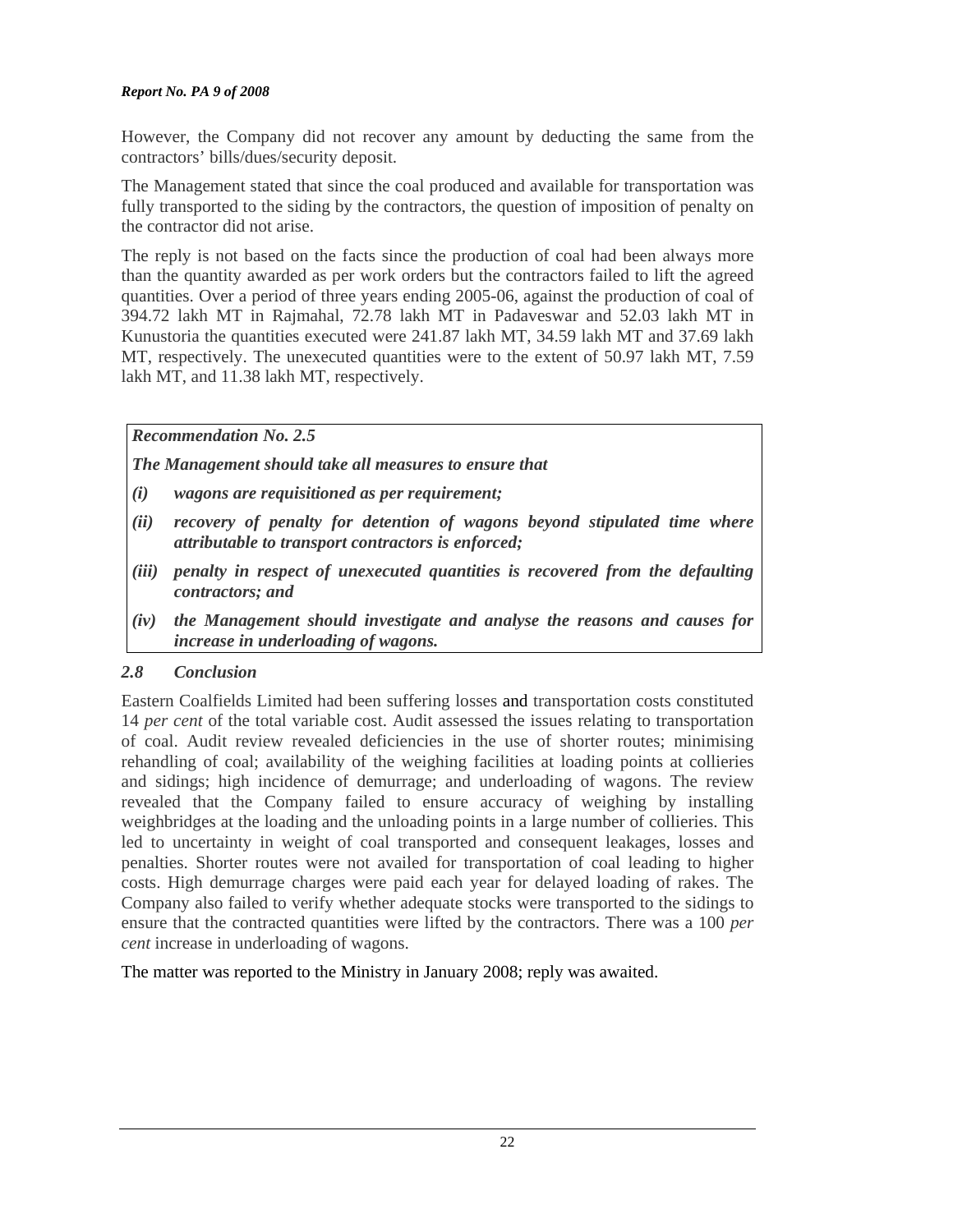However, the Company did not recover any amount by deducting the same from the contractors' bills/dues/security deposit.

The Management stated that since the coal produced and available for transportation was fully transported to the siding by the contractors, the question of imposition of penalty on the contractor did not arise.

The reply is not based on the facts since the production of coal had been always more than the quantity awarded as per work orders but the contractors failed to lift the agreed quantities. Over a period of three years ending 2005-06, against the production of coal of 394.72 lakh MT in Rajmahal, 72.78 lakh MT in Padaveswar and 52.03 lakh MT in Kunustoria the quantities executed were 241.87 lakh MT, 34.59 lakh MT and 37.69 lakh MT, respectively. The unexecuted quantities were to the extent of 50.97 lakh MT, 7.59 lakh MT, and 11.38 lakh MT, respectively.

> ***Recommendation No. 2.5***
>
> ***The Management should take all measures to ensure that***
>
> ***(i) wagons are requisitioned as per requirement;***
>
> ***(ii) recovery of penalty for detention of wagons beyond stipulated time where attributable to transport contractors is enforced;***
>
> ***(iii) penalty in respect of unexecuted quantities is recovered from the defaulting contractors; and***
>
> ***(iv) the Management should investigate and analyse the reasons and causes for increase in underloading of wagons.***

### *2.8 Conclusion*

Eastern Coalfields Limited had been suffering losses and transportation costs constituted 14 *per cent* of the total variable cost. Audit assessed the issues relating to transportation of coal. Audit review revealed deficiencies in the use of shorter routes; minimising rehandling of coal; availability of the weighing facilities at loading points at collieries and sidings; high incidence of demurrage; and underloading of wagons. The review revealed that the Company failed to ensure accuracy of weighing by installing weighbridges at the loading and the unloading points in a large number of collieries. This led to uncertainty in weight of coal transported and consequent leakages, losses and penalties. Shorter routes were not availed for transportation of coal leading to higher costs. High demurrage charges were paid each year for delayed loading of rakes. The Company also failed to verify whether adequate stocks were transported to the sidings to ensure that the contracted quantities were lifted by the contractors. There was a 100 *per cent* increase in underloading of wagons.

The matter was reported to the Ministry in January 2008; reply was awaited.